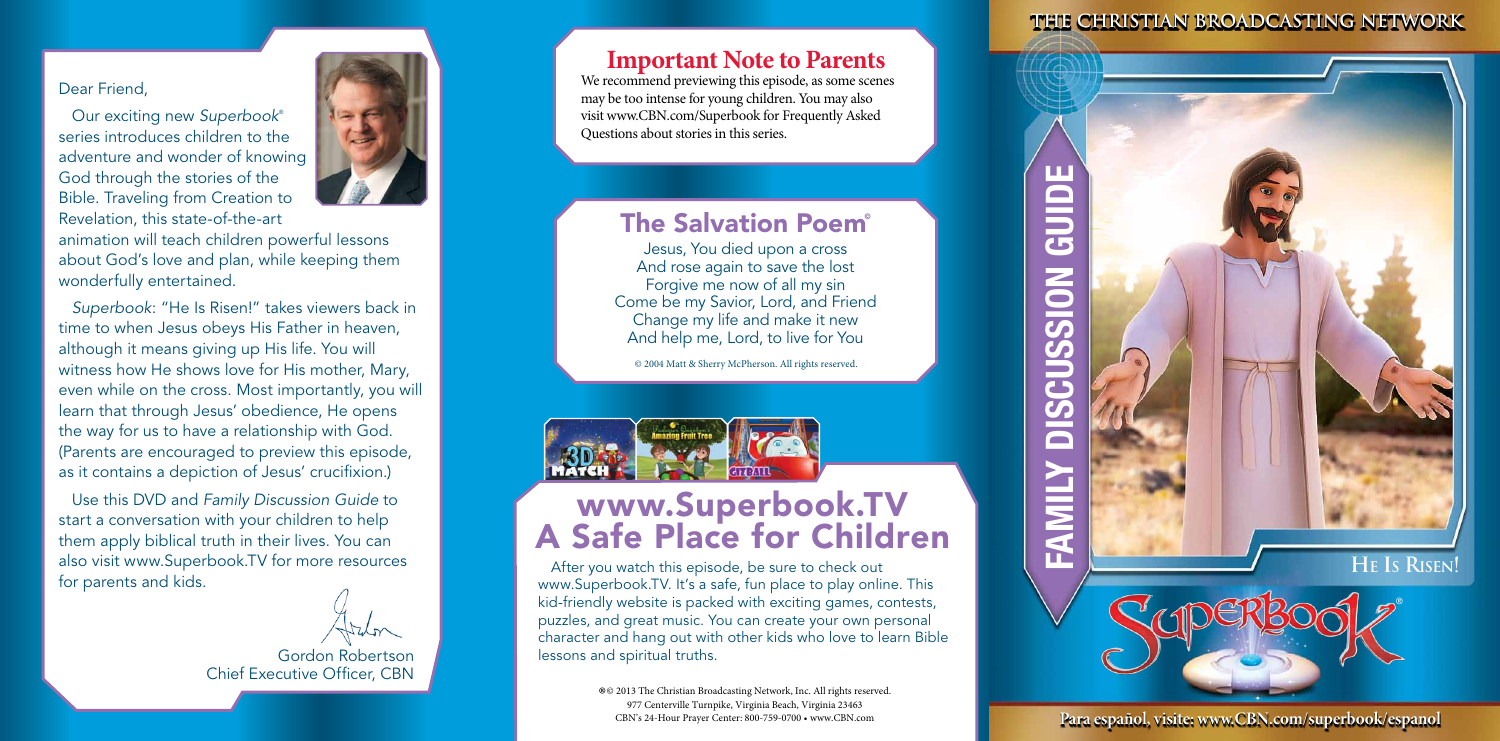Dear Friend,

Our exciting new *Superbook*® series introduces children to the adventure and wonder of knowing God through the stories of the Bible. Traveling from Creation to Revelation, this state-of-the-art animation will teach children powerful lessons about God's love and plan, while keeping them wonderfully entertained.

*Superbook*: "He Is Risen!" takes viewers back in time to when Jesus obeys His Father in heaven, although it means giving up His life. You will witness how He shows love for His mother, Mary, even while on the cross. Most importantly, you will learn that through Jesus' obedience, He opens the way for us to have a relationship with God. (Parents are encouraged to preview this episode, as it contains a depiction of Jesus' crucifixion.)

Use this DVD and *Family Discussion Guide* to start a conversation with your children to help them apply biblical truth in their lives. You can also visit www.Superbook.TV for more resources for parents and kids.

Gordon Robertson
Chief Executive Officer, CBN

## Important Note to Parents

We recommend previewing this episode, as some scenes may be too intense for young children. You may also visit www.CBN.com/Superbook for Frequently Asked Questions about stories in this series.

## The Salvation Poem®

Jesus, You died upon a cross
And rose again to save the lost
Forgive me now of all my sin
Come be my Savior, Lord, and Friend
Change my life and make it new
And help me, Lord, to live for You

© 2004 Matt & Sherry McPherson. All rights reserved.

## www.Superbook.TV A Safe Place for Children

After you watch this episode, be sure to check out www.Superbook.TV. It's a safe, fun place to play online. This kid-friendly website is packed with exciting games, contests, puzzles, and great music. You can create your own personal character and hang out with other kids who love to learn Bible lessons and spiritual truths.

®© 2013 The Christian Broadcasting Network, Inc. All rights reserved.
977 Centerville Turnpike, Virginia Beach, Virginia 23463
CBN's 24-Hour Prayer Center: 800-759-0700 • www.CBN.com

THE CHRISTIAN BROADCASTING NETWORK

# FAMILY DISCUSSION GUIDE

He Is Risen!

Superbook®

Para español, visite: www.CBN.com/superbook/espanol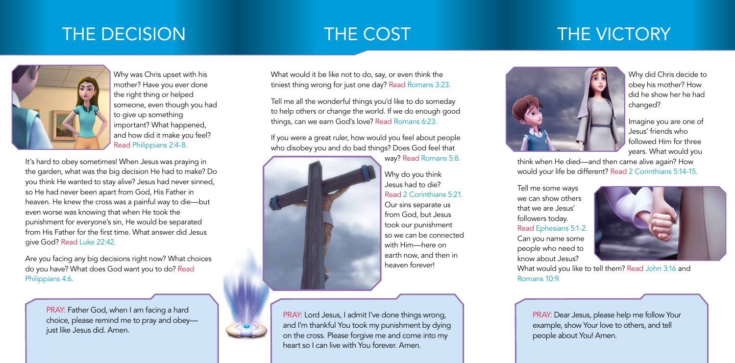# THE DECISION

Why was Chris upset with his mother? Have you ever done the right thing or helped someone, even though you had to give up something important? What happened, and how did it make you feel? Read Philippians 2:4-8.

It's hard to obey sometimes! When Jesus was praying in the garden, what was the big decision He had to make? Do you think He wanted to stay alive? Jesus had never sinned, so He had never been apart from God, His Father in heaven. He knew the cross was a painful way to die—but even worse was knowing that when He took the punishment for everyone's sin, He would be separated from His Father for the first time. What answer did Jesus give God? Read Luke 22:42.

Are you facing any big decisions right now? What choices do you have? What does God want you to do? Read Philippians 4:6.

PRAY: Father God, when I am facing a hard choice, please remind me to pray and obey—just like Jesus did. Amen.

# THE COST

What would it be like not to do, say, or even think the tiniest thing wrong for just one day? Read Romans 3:23.

Tell me all the wonderful things you'd like to do someday to help others or change the world. If we do enough good things, can we earn God's love? Read Romans 6:23.

If you were a great ruler, how would you feel about people who disobey you and do bad things? Does God feel that way? Read Romans 5:8.

Why do you think Jesus had to die? Read 2 Corinthians 5:21. Our sins separate us from God, but Jesus took our punishment so we can be connected with Him—here on earth now, and then in heaven forever!

PRAY: Lord Jesus, I admit I've done things wrong, and I'm thankful You took my punishment by dying on the cross. Please forgive me and come into my heart so I can live with You forever. Amen.

# THE VICTORY

Why did Chris decide to obey his mother? How did he show her he had changed?

Imagine you are one of Jesus' friends who followed Him for three years. What would you think when He died—and then came alive again? How would your life be different? Read 2 Corinthians 5:14-15.

Tell me some ways we can show others that we are Jesus' followers today. Read Ephesians 5:1-2. Can you name some people who need to know about Jesus? What would you like to tell them? Read John 3:16 and Romans 10:9.

PRAY: Dear Jesus, please help me follow Your example, show Your love to others, and tell people about You! Amen.